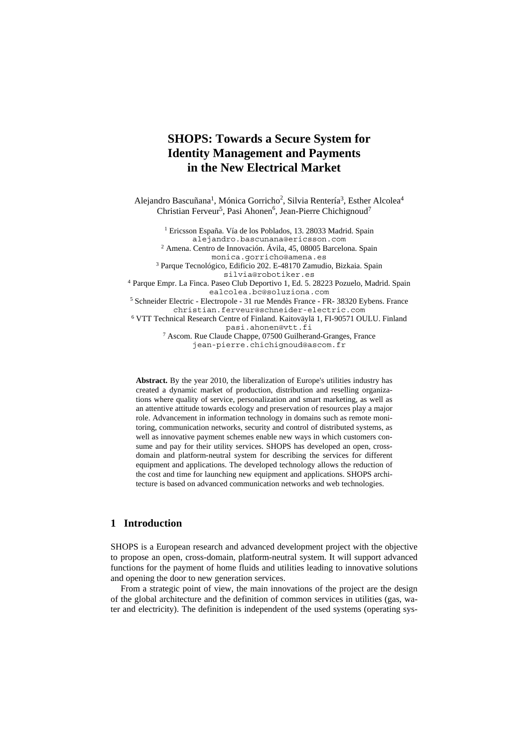# SHOPS: Towards a Secure System for Identity Management and Payments in the New Electrical Market

Alejandro Bascuñana[1], Mónica Gorricho[2], Silvia Rentería[3], Esther Alcolea[4] Christian Ferveur[5], Pasi Ahonen[6], Jean-Pierre Chichignoud[7]

[1] Ericsson España. Vía de los Poblados, 13. 28033 Madrid. Spain
alejandro.bascunana@ericsson.com
[2] Amena. Centro de Innovación. Ávila, 45, 08005 Barcelona. Spain
monica.gorricho@amena.es
[3] Parque Tecnológico, Edificio 202. E-48170 Zamudio, Bizkaia. Spain
silvia@robotiker.es
[4] Parque Empr. La Finca. Paseo Club Deportivo 1, Ed. 5. 28223 Pozuelo, Madrid. Spain
ealcolea.bc@soluziona.com
[5] Schneider Electric - Electropole - 31 rue Mendès France - FR- 38320 Eybens. France
christian.ferveur@schneider-electric.com
[6] VTT Technical Research Centre of Finland. Kaitoväylä 1, FI-90571 OULU. Finland
pasi.ahonen@vtt.fi
[7] Ascom. Rue Claude Chappe, 07500 Guilherand-Granges, France
jean-pierre.chichignoud@ascom.fr

**Abstract.** By the year 2010, the liberalization of Europe's utilities industry has created a dynamic market of production, distribution and reselling organizations where quality of service, personalization and smart marketing, as well as an attentive attitude towards ecology and preservation of resources play a major role. Advancement in information technology in domains such as remote monitoring, communication networks, security and control of distributed systems, as well as innovative payment schemes enable new ways in which customers consume and pay for their utility services. SHOPS has developed an open, cross-domain and platform-neutral system for describing the services for different equipment and applications. The developed technology allows the reduction of the cost and time for launching new equipment and applications. SHOPS architecture is based on advanced communication networks and web technologies.

## 1 Introduction

SHOPS is a European research and advanced development project with the objective to propose an open, cross-domain, platform-neutral system. It will support advanced functions for the payment of home fluids and utilities leading to innovative solutions and opening the door to new generation services.

From a strategic point of view, the main innovations of the project are the design of the global architecture and the definition of common services in utilities (gas, water and electricity). The definition is independent of the used systems (operating sys-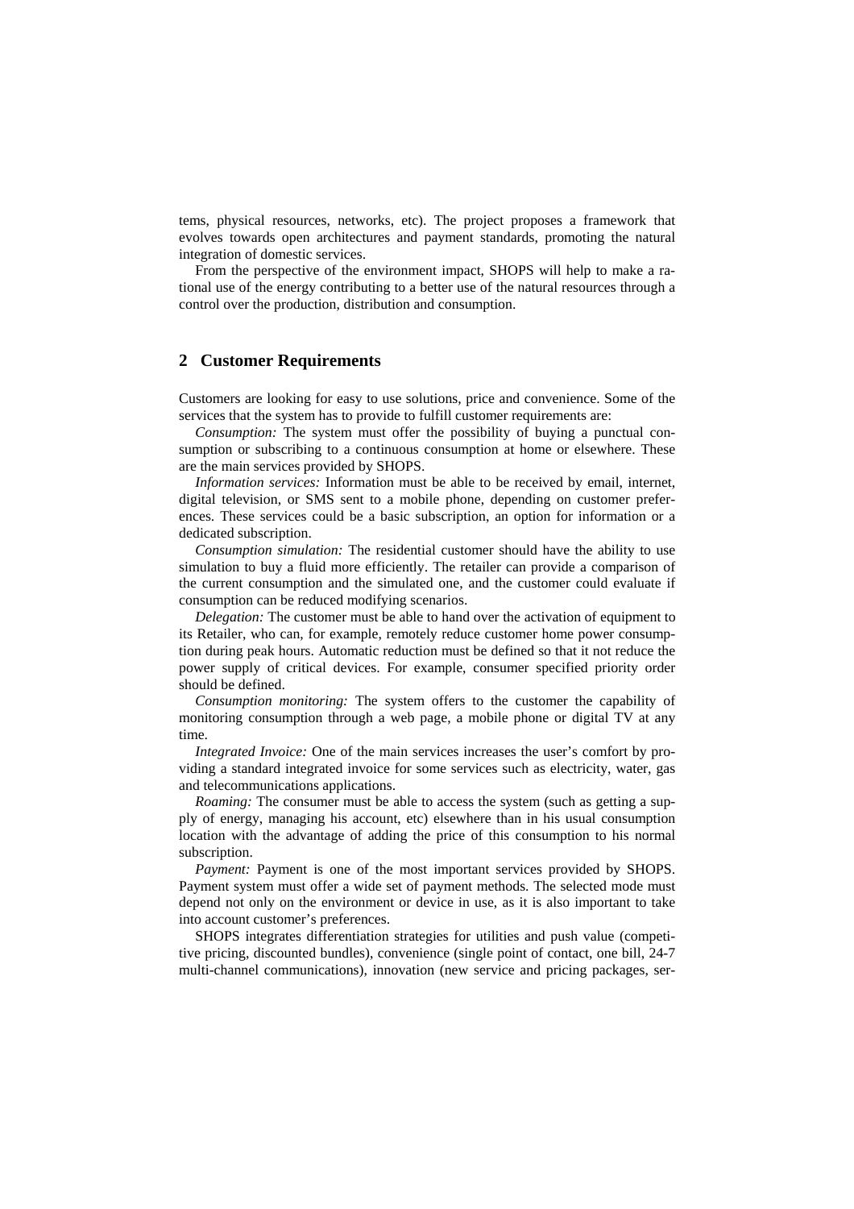tems, physical resources, networks, etc). The project proposes a framework that evolves towards open architectures and payment standards, promoting the natural integration of domestic services.

From the perspective of the environment impact, SHOPS will help to make a rational use of the energy contributing to a better use of the natural resources through a control over the production, distribution and consumption.

## 2 Customer Requirements

Customers are looking for easy to use solutions, price and convenience. Some of the services that the system has to provide to fulfill customer requirements are:

*Consumption:* The system must offer the possibility of buying a punctual consumption or subscribing to a continuous consumption at home or elsewhere. These are the main services provided by SHOPS.

*Information services:* Information must be able to be received by email, internet, digital television, or SMS sent to a mobile phone, depending on customer preferences. These services could be a basic subscription, an option for information or a dedicated subscription.

*Consumption simulation:* The residential customer should have the ability to use simulation to buy a fluid more efficiently. The retailer can provide a comparison of the current consumption and the simulated one, and the customer could evaluate if consumption can be reduced modifying scenarios.

*Delegation:* The customer must be able to hand over the activation of equipment to its Retailer, who can, for example, remotely reduce customer home power consumption during peak hours. Automatic reduction must be defined so that it not reduce the power supply of critical devices. For example, consumer specified priority order should be defined.

*Consumption monitoring:* The system offers to the customer the capability of monitoring consumption through a web page, a mobile phone or digital TV at any time.

*Integrated Invoice:* One of the main services increases the user's comfort by providing a standard integrated invoice for some services such as electricity, water, gas and telecommunications applications.

*Roaming:* The consumer must be able to access the system (such as getting a supply of energy, managing his account, etc) elsewhere than in his usual consumption location with the advantage of adding the price of this consumption to his normal subscription.

*Payment:* Payment is one of the most important services provided by SHOPS. Payment system must offer a wide set of payment methods. The selected mode must depend not only on the environment or device in use, as it is also important to take into account customer's preferences.

SHOPS integrates differentiation strategies for utilities and push value (competitive pricing, discounted bundles), convenience (single point of contact, one bill, 24-7 multi-channel communications), innovation (new service and pricing packages, ser-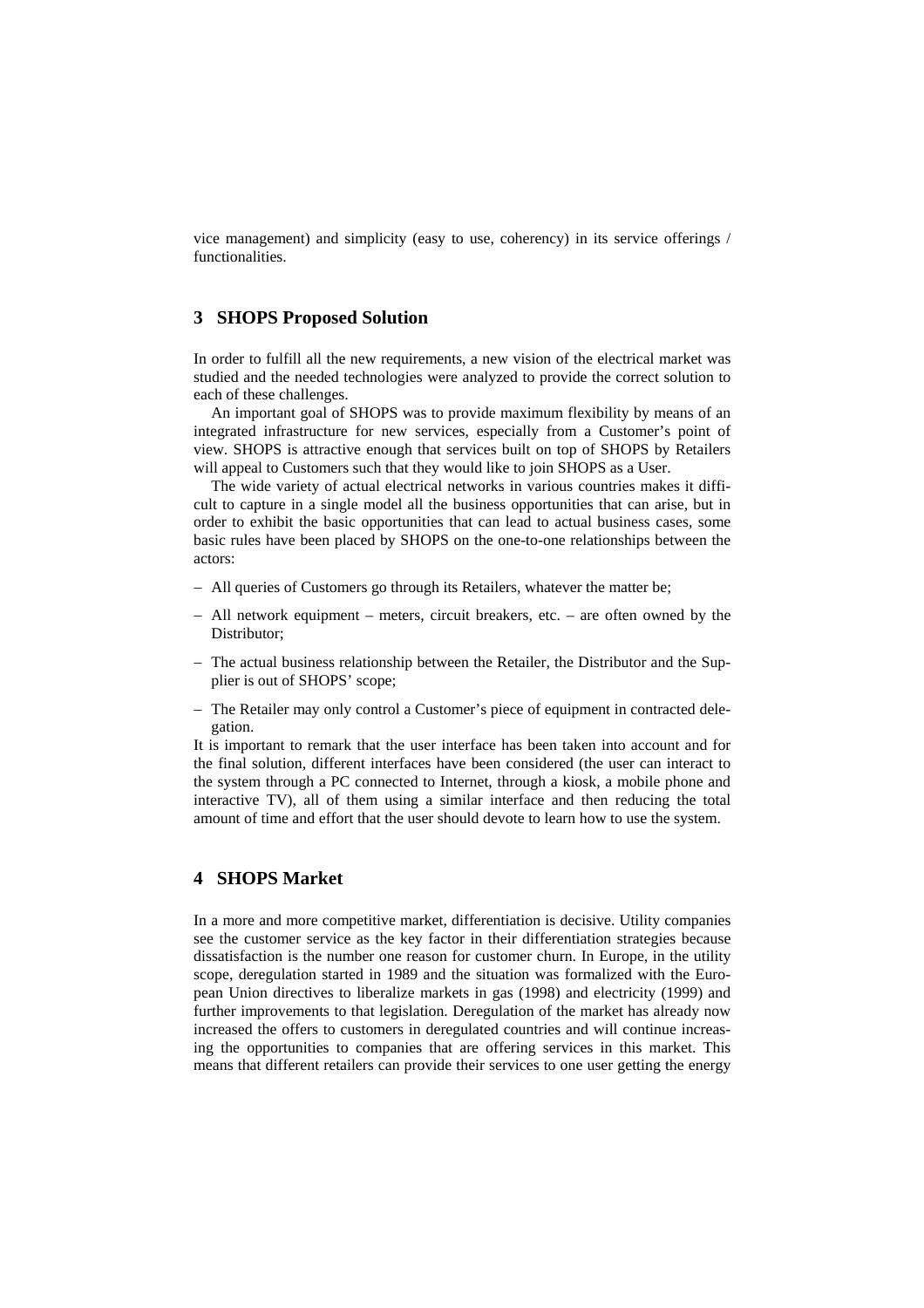vice management) and simplicity (easy to use, coherency) in its service offerings / functionalities.

## 3 SHOPS Proposed Solution

In order to fulfill all the new requirements, a new vision of the electrical market was studied and the needed technologies were analyzed to provide the correct solution to each of these challenges.

An important goal of SHOPS was to provide maximum flexibility by means of an integrated infrastructure for new services, especially from a Customer's point of view. SHOPS is attractive enough that services built on top of SHOPS by Retailers will appeal to Customers such that they would like to join SHOPS as a User.

The wide variety of actual electrical networks in various countries makes it difficult to capture in a single model all the business opportunities that can arise, but in order to exhibit the basic opportunities that can lead to actual business cases, some basic rules have been placed by SHOPS on the one-to-one relationships between the actors:

- All queries of Customers go through its Retailers, whatever the matter be;
- All network equipment – meters, circuit breakers, etc. – are often owned by the Distributor;
- The actual business relationship between the Retailer, the Distributor and the Supplier is out of SHOPS' scope;
- The Retailer may only control a Customer's piece of equipment in contracted delegation.

It is important to remark that the user interface has been taken into account and for the final solution, different interfaces have been considered (the user can interact to the system through a PC connected to Internet, through a kiosk, a mobile phone and interactive TV), all of them using a similar interface and then reducing the total amount of time and effort that the user should devote to learn how to use the system.

## 4 SHOPS Market

In a more and more competitive market, differentiation is decisive. Utility companies see the customer service as the key factor in their differentiation strategies because dissatisfaction is the number one reason for customer churn. In Europe, in the utility scope, deregulation started in 1989 and the situation was formalized with the European Union directives to liberalize markets in gas (1998) and electricity (1999) and further improvements to that legislation. Deregulation of the market has already now increased the offers to customers in deregulated countries and will continue increasing the opportunities to companies that are offering services in this market. This means that different retailers can provide their services to one user getting the energy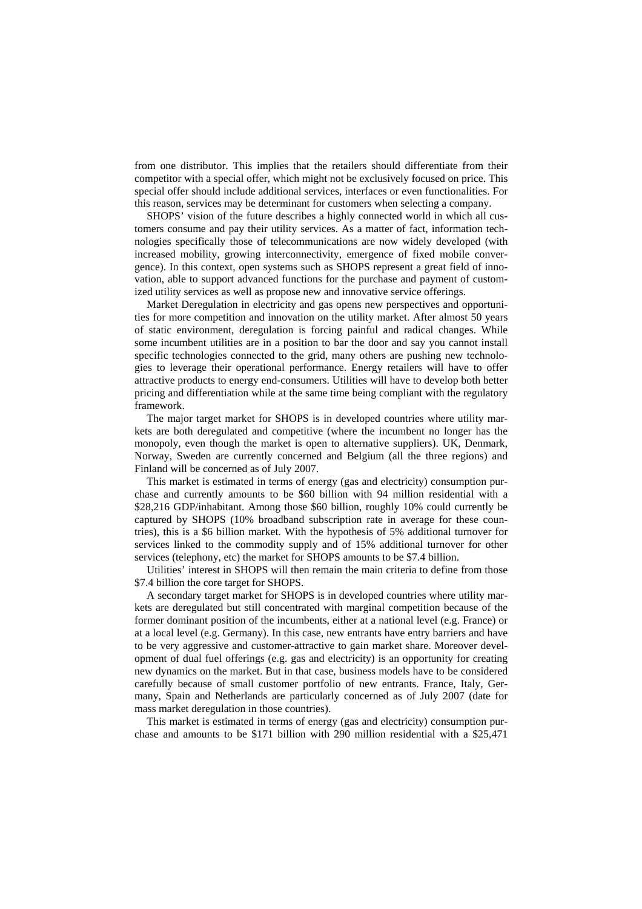from one distributor. This implies that the retailers should differentiate from their competitor with a special offer, which might not be exclusively focused on price. This special offer should include additional services, interfaces or even functionalities. For this reason, services may be determinant for customers when selecting a company.

SHOPS' vision of the future describes a highly connected world in which all customers consume and pay their utility services. As a matter of fact, information technologies specifically those of telecommunications are now widely developed (with increased mobility, growing interconnectivity, emergence of fixed mobile convergence). In this context, open systems such as SHOPS represent a great field of innovation, able to support advanced functions for the purchase and payment of customized utility services as well as propose new and innovative service offerings.

Market Deregulation in electricity and gas opens new perspectives and opportunities for more competition and innovation on the utility market. After almost 50 years of static environment, deregulation is forcing painful and radical changes. While some incumbent utilities are in a position to bar the door and say you cannot install specific technologies connected to the grid, many others are pushing new technologies to leverage their operational performance. Energy retailers will have to offer attractive products to energy end-consumers. Utilities will have to develop both better pricing and differentiation while at the same time being compliant with the regulatory framework.

The major target market for SHOPS is in developed countries where utility markets are both deregulated and competitive (where the incumbent no longer has the monopoly, even though the market is open to alternative suppliers). UK, Denmark, Norway, Sweden are currently concerned and Belgium (all the three regions) and Finland will be concerned as of July 2007.

This market is estimated in terms of energy (gas and electricity) consumption purchase and currently amounts to be $60 billion with 94 million residential with a $28,216 GDP/inhabitant. Among those $60 billion, roughly 10% could currently be captured by SHOPS (10% broadband subscription rate in average for these countries), this is a $6 billion market. With the hypothesis of 5% additional turnover for services linked to the commodity supply and of 15% additional turnover for other services (telephony, etc) the market for SHOPS amounts to be $7.4 billion.

Utilities' interest in SHOPS will then remain the main criteria to define from those $7.4 billion the core target for SHOPS.

A secondary target market for SHOPS is in developed countries where utility markets are deregulated but still concentrated with marginal competition because of the former dominant position of the incumbents, either at a national level (e.g. France) or at a local level (e.g. Germany). In this case, new entrants have entry barriers and have to be very aggressive and customer-attractive to gain market share. Moreover development of dual fuel offerings (e.g. gas and electricity) is an opportunity for creating new dynamics on the market. But in that case, business models have to be considered carefully because of small customer portfolio of new entrants. France, Italy, Germany, Spain and Netherlands are particularly concerned as of July 2007 (date for mass market deregulation in those countries).

This market is estimated in terms of energy (gas and electricity) consumption purchase and amounts to be $171 billion with 290 million residential with a $25,471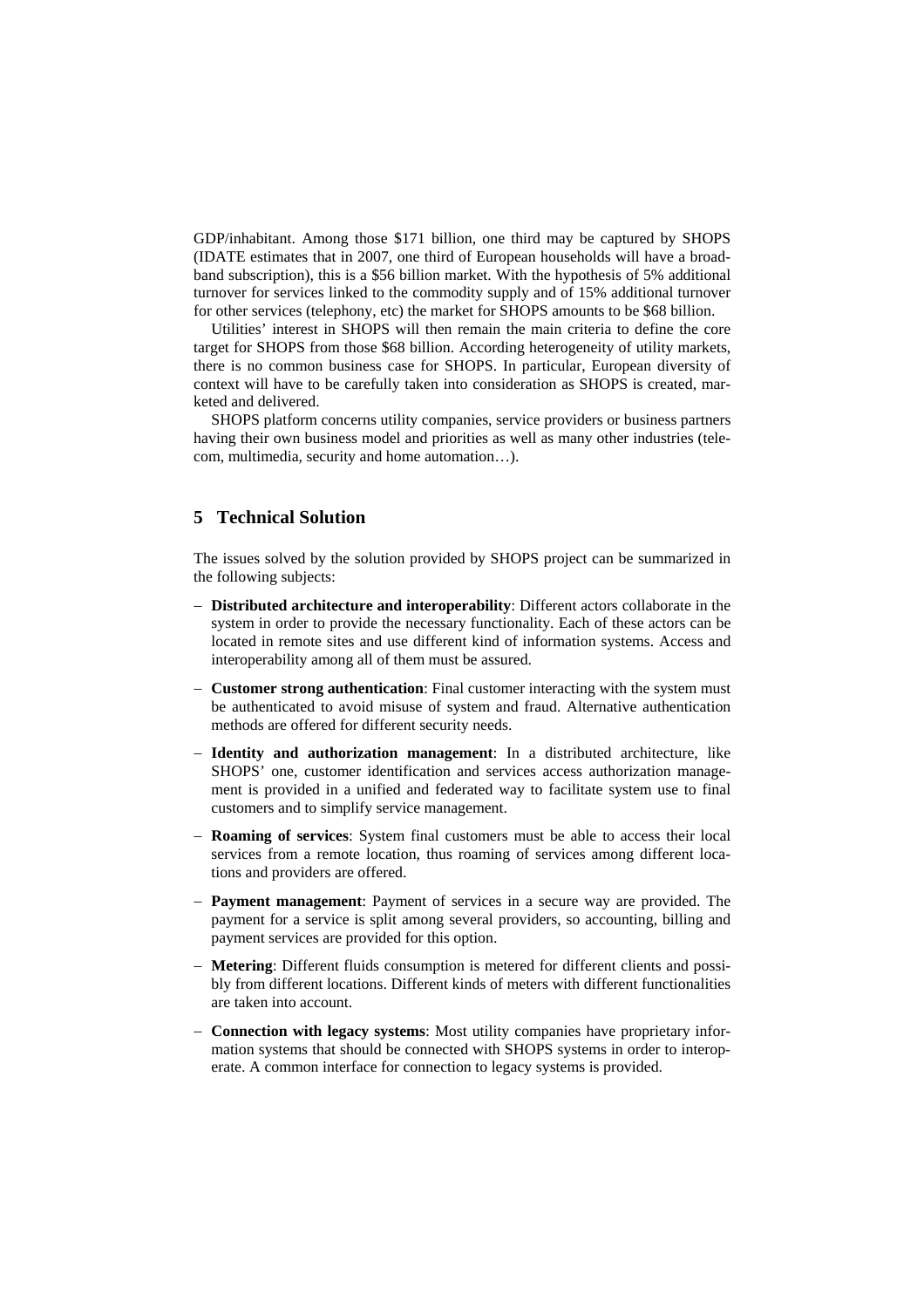GDP/inhabitant. Among those \$171 billion, one third may be captured by SHOPS (IDATE estimates that in 2007, one third of European households will have a broadband subscription), this is a \$56 billion market. With the hypothesis of 5% additional turnover for services linked to the commodity supply and of 15% additional turnover for other services (telephony, etc) the market for SHOPS amounts to be \$68 billion.

Utilities' interest in SHOPS will then remain the main criteria to define the core target for SHOPS from those \$68 billion. According heterogeneity of utility markets, there is no common business case for SHOPS. In particular, European diversity of context will have to be carefully taken into consideration as SHOPS is created, marketed and delivered.

SHOPS platform concerns utility companies, service providers or business partners having their own business model and priorities as well as many other industries (telecom, multimedia, security and home automation…).

## 5 Technical Solution

The issues solved by the solution provided by SHOPS project can be summarized in the following subjects:

- **Distributed architecture and interoperability**: Different actors collaborate in the system in order to provide the necessary functionality. Each of these actors can be located in remote sites and use different kind of information systems. Access and interoperability among all of them must be assured.
- **Customer strong authentication**: Final customer interacting with the system must be authenticated to avoid misuse of system and fraud. Alternative authentication methods are offered for different security needs.
- **Identity and authorization management**: In a distributed architecture, like SHOPS' one, customer identification and services access authorization management is provided in a unified and federated way to facilitate system use to final customers and to simplify service management.
- **Roaming of services**: System final customers must be able to access their local services from a remote location, thus roaming of services among different locations and providers are offered.
- **Payment management**: Payment of services in a secure way are provided. The payment for a service is split among several providers, so accounting, billing and payment services are provided for this option.
- **Metering**: Different fluids consumption is metered for different clients and possibly from different locations. Different kinds of meters with different functionalities are taken into account.
- **Connection with legacy systems**: Most utility companies have proprietary information systems that should be connected with SHOPS systems in order to interoperate. A common interface for connection to legacy systems is provided.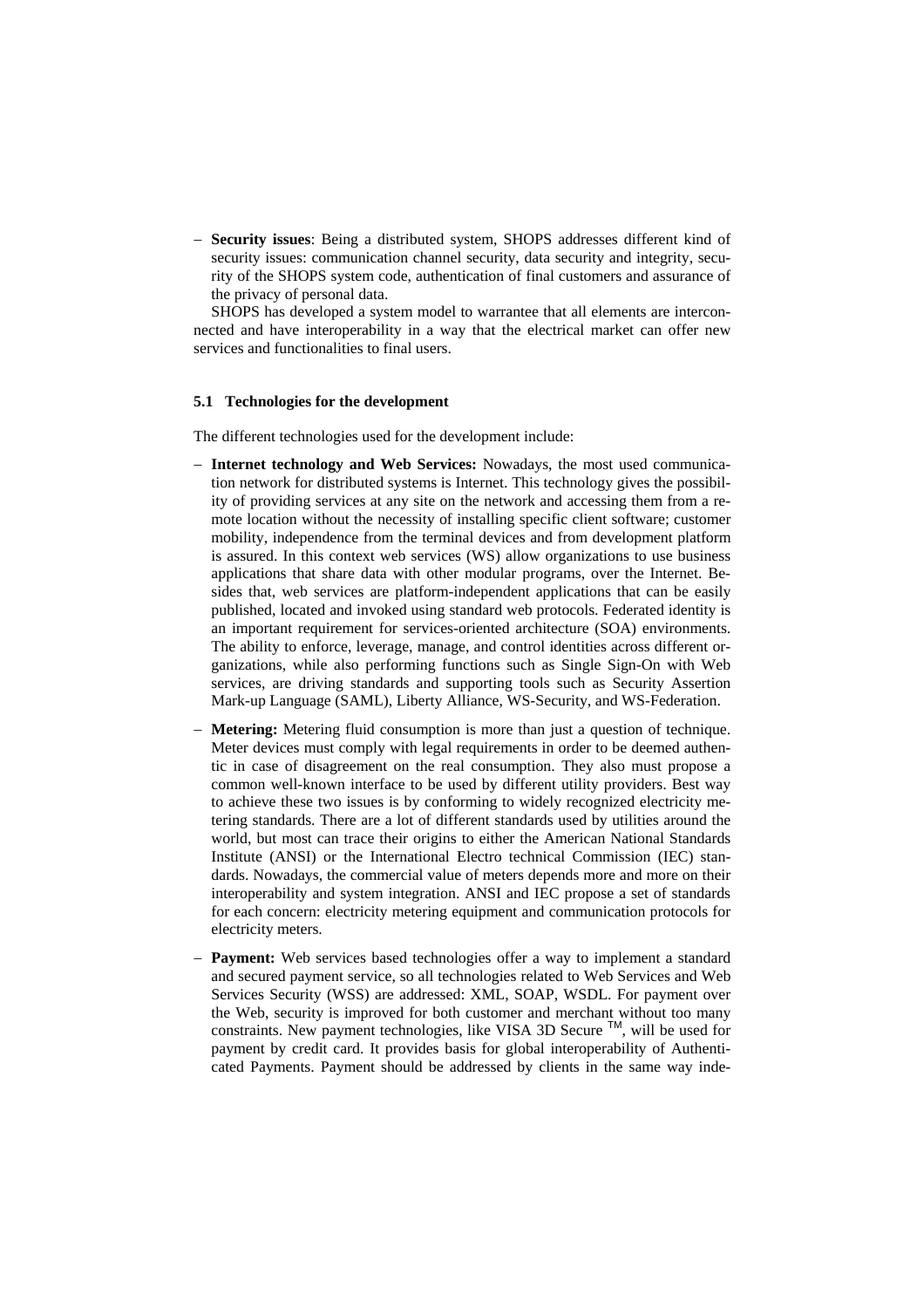- **Security issues**: Being a distributed system, SHOPS addresses different kind of security issues: communication channel security, data security and integrity, security of the SHOPS system code, authentication of final customers and assurance of the privacy of personal data.

  SHOPS has developed a system model to warrantee that all elements are interconnected and have interoperability in a way that the electrical market can offer new services and functionalities to final users.

### 5.1 Technologies for the development

The different technologies used for the development include:

- **Internet technology and Web Services:** Nowadays, the most used communication network for distributed systems is Internet. This technology gives the possibility of providing services at any site on the network and accessing them from a remote location without the necessity of installing specific client software; customer mobility, independence from the terminal devices and from development platform is assured. In this context web services (WS) allow organizations to use business applications that share data with other modular programs, over the Internet. Besides that, web services are platform-independent applications that can be easily published, located and invoked using standard web protocols. Federated identity is an important requirement for services-oriented architecture (SOA) environments. The ability to enforce, leverage, manage, and control identities across different organizations, while also performing functions such as Single Sign-On with Web services, are driving standards and supporting tools such as Security Assertion Mark-up Language (SAML), Liberty Alliance, WS-Security, and WS-Federation.
- **Metering:** Metering fluid consumption is more than just a question of technique. Meter devices must comply with legal requirements in order to be deemed authentic in case of disagreement on the real consumption. They also must propose a common well-known interface to be used by different utility providers. Best way to achieve these two issues is by conforming to widely recognized electricity metering standards. There are a lot of different standards used by utilities around the world, but most can trace their origins to either the American National Standards Institute (ANSI) or the International Electro technical Commission (IEC) standards. Nowadays, the commercial value of meters depends more and more on their interoperability and system integration. ANSI and IEC propose a set of standards for each concern: electricity metering equipment and communication protocols for electricity meters.
- **Payment:** Web services based technologies offer a way to implement a standard and secured payment service, so all technologies related to Web Services and Web Services Security (WSS) are addressed: XML, SOAP, WSDL. For payment over the Web, security is improved for both customer and merchant without too many constraints. New payment technologies, like VISA 3D Secure ™, will be used for payment by credit card. It provides basis for global interoperability of Authenticated Payments. Payment should be addressed by clients in the same way inde-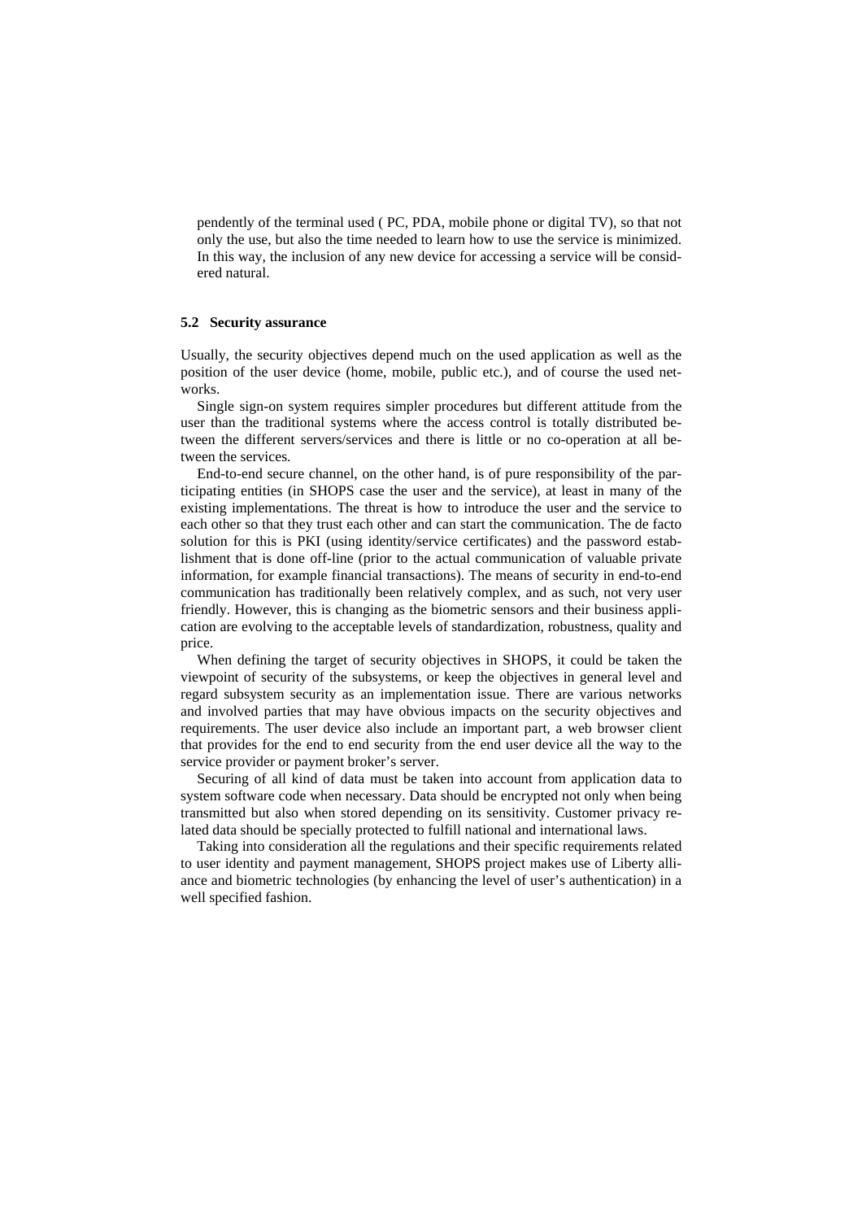pendently of the terminal used ( PC, PDA, mobile phone or digital TV), so that not only the use, but also the time needed to learn how to use the service is minimized. In this way, the inclusion of any new device for accessing a service will be considered natural.

### 5.2 Security assurance

Usually, the security objectives depend much on the used application as well as the position of the user device (home, mobile, public etc.), and of course the used networks.

Single sign-on system requires simpler procedures but different attitude from the user than the traditional systems where the access control is totally distributed between the different servers/services and there is little or no co-operation at all between the services.

End-to-end secure channel, on the other hand, is of pure responsibility of the participating entities (in SHOPS case the user and the service), at least in many of the existing implementations. The threat is how to introduce the user and the service to each other so that they trust each other and can start the communication. The de facto solution for this is PKI (using identity/service certificates) and the password establishment that is done off-line (prior to the actual communication of valuable private information, for example financial transactions). The means of security in end-to-end communication has traditionally been relatively complex, and as such, not very user friendly. However, this is changing as the biometric sensors and their business application are evolving to the acceptable levels of standardization, robustness, quality and price.

When defining the target of security objectives in SHOPS, it could be taken the viewpoint of security of the subsystems, or keep the objectives in general level and regard subsystem security as an implementation issue. There are various networks and involved parties that may have obvious impacts on the security objectives and requirements. The user device also include an important part, a web browser client that provides for the end to end security from the end user device all the way to the service provider or payment broker's server.

Securing of all kind of data must be taken into account from application data to system software code when necessary. Data should be encrypted not only when being transmitted but also when stored depending on its sensitivity. Customer privacy related data should be specially protected to fulfill national and international laws.

Taking into consideration all the regulations and their specific requirements related to user identity and payment management, SHOPS project makes use of Liberty alliance and biometric technologies (by enhancing the level of user's authentication) in a well specified fashion.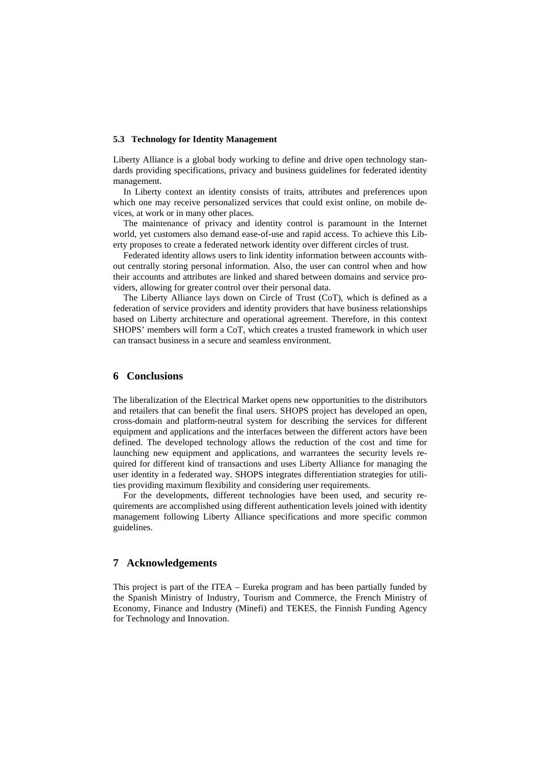### 5.3 Technology for Identity Management

Liberty Alliance is a global body working to define and drive open technology standards providing specifications, privacy and business guidelines for federated identity management.

In Liberty context an identity consists of traits, attributes and preferences upon which one may receive personalized services that could exist online, on mobile devices, at work or in many other places.

The maintenance of privacy and identity control is paramount in the Internet world, yet customers also demand ease-of-use and rapid access. To achieve this Liberty proposes to create a federated network identity over different circles of trust.

Federated identity allows users to link identity information between accounts without centrally storing personal information. Also, the user can control when and how their accounts and attributes are linked and shared between domains and service providers, allowing for greater control over their personal data.

The Liberty Alliance lays down on Circle of Trust (CoT), which is defined as a federation of service providers and identity providers that have business relationships based on Liberty architecture and operational agreement. Therefore, in this context SHOPS' members will form a CoT, which creates a trusted framework in which user can transact business in a secure and seamless environment.

## 6 Conclusions

The liberalization of the Electrical Market opens new opportunities to the distributors and retailers that can benefit the final users. SHOPS project has developed an open, cross-domain and platform-neutral system for describing the services for different equipment and applications and the interfaces between the different actors have been defined. The developed technology allows the reduction of the cost and time for launching new equipment and applications, and warrantees the security levels required for different kind of transactions and uses Liberty Alliance for managing the user identity in a federated way. SHOPS integrates differentiation strategies for utilities providing maximum flexibility and considering user requirements.

For the developments, different technologies have been used, and security requirements are accomplished using different authentication levels joined with identity management following Liberty Alliance specifications and more specific common guidelines.

## 7 Acknowledgements

This project is part of the ITEA – Eureka program and has been partially funded by the Spanish Ministry of Industry, Tourism and Commerce, the French Ministry of Economy, Finance and Industry (Minefi) and TEKES, the Finnish Funding Agency for Technology and Innovation.